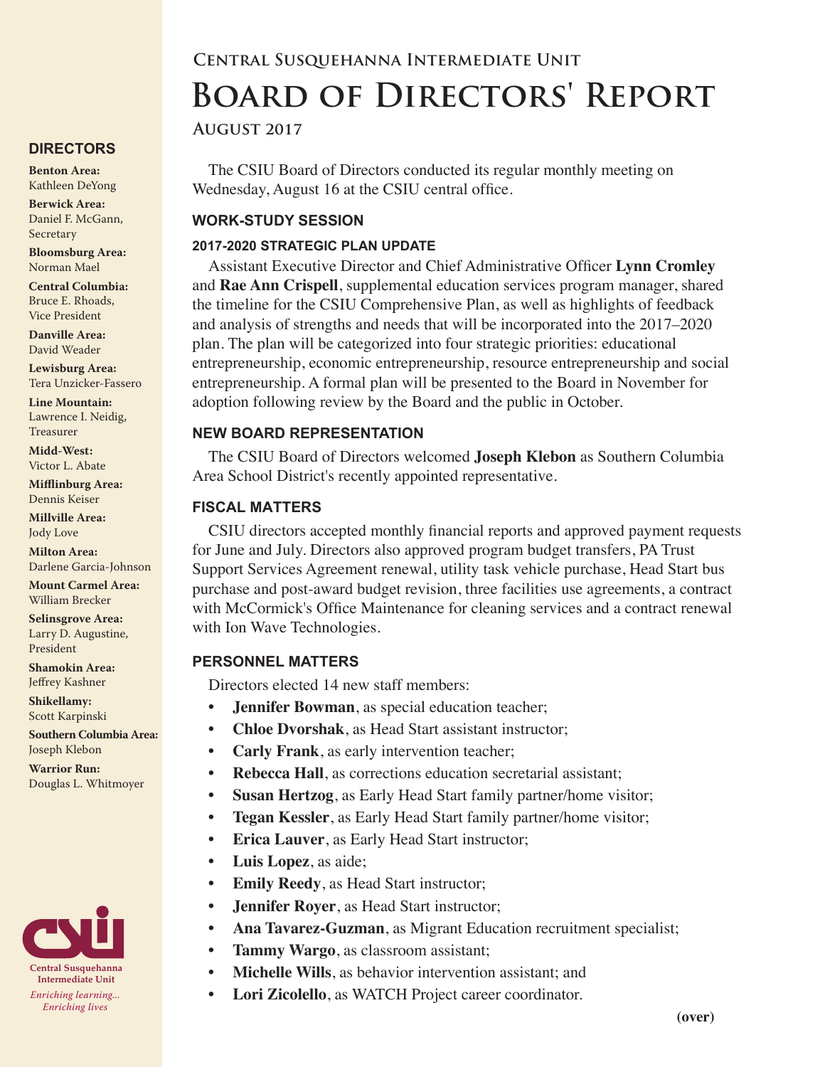## Central Susquehanna Intermediate Unit

# Board of Directors' Report

### August 2017

The CSIU Board of Directors conducted its regular monthly meeting on Wednesday, August 16 at the CSIU central office.

## WORK-STUDY SESSION

### 2017-2020 STRATEGIC PLAN UPDATE

Assistant Executive Director and Chief Administrative Officer **Lynn Cromley** and **Rae Ann Crispell**, supplemental education services program manager, shared the timeline for the CSIU Comprehensive Plan, as well as highlights of feedback and analysis of strengths and needs that will be incorporated into the 2017–2020 plan. The plan will be categorized into four strategic priorities: educational entrepreneurship, economic entrepreneurship, resource entrepreneurship and social entrepreneurship. A formal plan will be presented to the Board in November for adoption following review by the Board and the public in October.

## NEW BOARD REPRESENTATION

The CSIU Board of Directors welcomed **Joseph Klebon** as Southern Columbia Area School District's recently appointed representative.

## FISCAL MATTERS

CSIU directors accepted monthly financial reports and approved payment requests for June and July. Directors also approved program budget transfers, PA Trust Support Services Agreement renewal, utility task vehicle purchase, Head Start bus purchase and post-award budget revision, three facilities use agreements, a contract with McCormick's Office Maintenance for cleaning services and a contract renewal with Ion Wave Technologies.

## PERSONNEL MATTERS

Directors elected 14 new staff members:

- **Jennifer Bowman**, as special education teacher;
- **Chloe Dvorshak**, as Head Start assistant instructor;
- **Carly Frank**, as early intervention teacher;
- **Rebecca Hall**, as corrections education secretarial assistant;
- **Susan Hertzog**, as Early Head Start family partner/home visitor;
- **Tegan Kessler**, as Early Head Start family partner/home visitor;
- **Erica Lauver**, as Early Head Start instructor;
- **Luis Lopez**, as aide;
- **Emily Reedy**, as Head Start instructor;
- **Jennifer Royer**, as Head Start instructor;
- **Ana Tavarez-Guzman**, as Migrant Education recruitment specialist;
- **Tammy Wargo**, as classroom assistant;
- **Michelle Wills**, as behavior intervention assistant; and
- **Lori Zicolello**, as WATCH Project career coordinator.

**(over)**

## DIRECTORS

**Benton Area:** Kathleen DeYong

**Berwick Area:** Daniel F. McGann, Secretary

**Bloomsburg Area:** Norman Mael

**Central Columbia:** Bruce E. Rhoads, Vice President

**Danville Area:** David Weader

**Lewisburg Area:** Tera Unzicker-Fassero

**Line Mountain:** Lawrence I. Neidig, Treasurer

**Midd-West:** Victor L. Abate

**Mifflinburg Area:** Dennis Keiser

**Millville Area:** Jody Love

**Milton Area:** Darlene Garcia-Johnson

**Mount Carmel Area:** William Brecker

**Selinsgrove Area:** Larry D. Augustine, President

**Shamokin Area:** Jeffrey Kashner

**Shikellamy:** Scott Karpinski

**Southern Columbia Area:** Joseph Klebon

**Warrior Run:** Douglas L. Whitmoyer

**Central Susquehanna Intermediate Unit**

*Enriching learning... Enriching lives*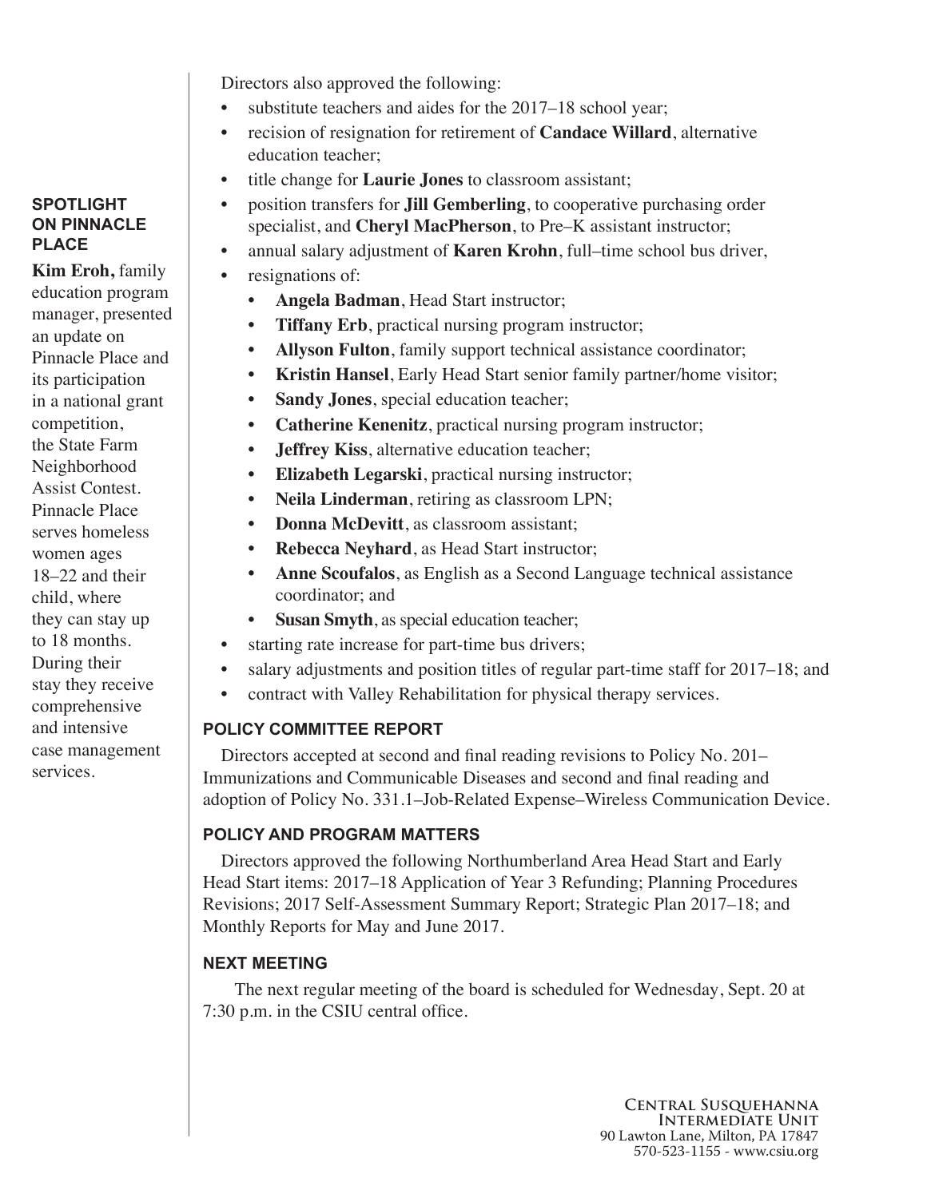Directors also approved the following:

- substitute teachers and aides for the 2017–18 school year;
- recision of resignation for retirement of **Candace Willard**, alternative education teacher;
- title change for **Laurie Jones** to classroom assistant;
- position transfers for **Jill Gemberling**, to cooperative purchasing order specialist, and **Cheryl MacPherson**, to Pre–K assistant instructor;
- annual salary adjustment of **Karen Krohn**, full–time school bus driver,
- resignations of:
  - **Angela Badman**, Head Start instructor;
  - **Tiffany Erb**, practical nursing program instructor;
  - **Allyson Fulton**, family support technical assistance coordinator;
  - **Kristin Hansel**, Early Head Start senior family partner/home visitor;
  - **Sandy Jones**, special education teacher;
  - **Catherine Kenenitz**, practical nursing program instructor;
  - **Jeffrey Kiss**, alternative education teacher;
  - **Elizabeth Legarski**, practical nursing instructor;
  - **Neila Linderman**, retiring as classroom LPN;
  - **Donna McDevitt**, as classroom assistant;
  - **Rebecca Neyhard**, as Head Start instructor;
  - **Anne Scoufalos**, as English as a Second Language technical assistance coordinator; and
  - **Susan Smyth**, as special education teacher;
- starting rate increase for part-time bus drivers;
- salary adjustments and position titles of regular part-time staff for 2017–18; and
- contract with Valley Rehabilitation for physical therapy services.

### POLICY COMMITTEE REPORT

Directors accepted at second and final reading revisions to Policy No. 201–Immunizations and Communicable Diseases and second and final reading and adoption of Policy No. 331.1–Job-Related Expense–Wireless Communication Device.

### POLICY AND PROGRAM MATTERS

Directors approved the following Northumberland Area Head Start and Early Head Start items: 2017–18 Application of Year 3 Refunding; Planning Procedures Revisions; 2017 Self-Assessment Summary Report; Strategic Plan 2017–18; and Monthly Reports for May and June 2017.

### NEXT MEETING

The next regular meeting of the board is scheduled for Wednesday, Sept. 20 at 7:30 p.m. in the CSIU central office.

### SPOTLIGHT ON PINNACLE PLACE

**Kim Eroh,** family education program manager, presented an update on Pinnacle Place and its participation in a national grant competition, the State Farm Neighborhood Assist Contest. Pinnacle Place serves homeless women ages 18–22 and their child, where they can stay up to 18 months. During their stay they receive comprehensive and intensive case management services.

Central Susquehanna Intermediate Unit
90 Lawton Lane, Milton, PA 17847
570-523-1155 - www.csiu.org